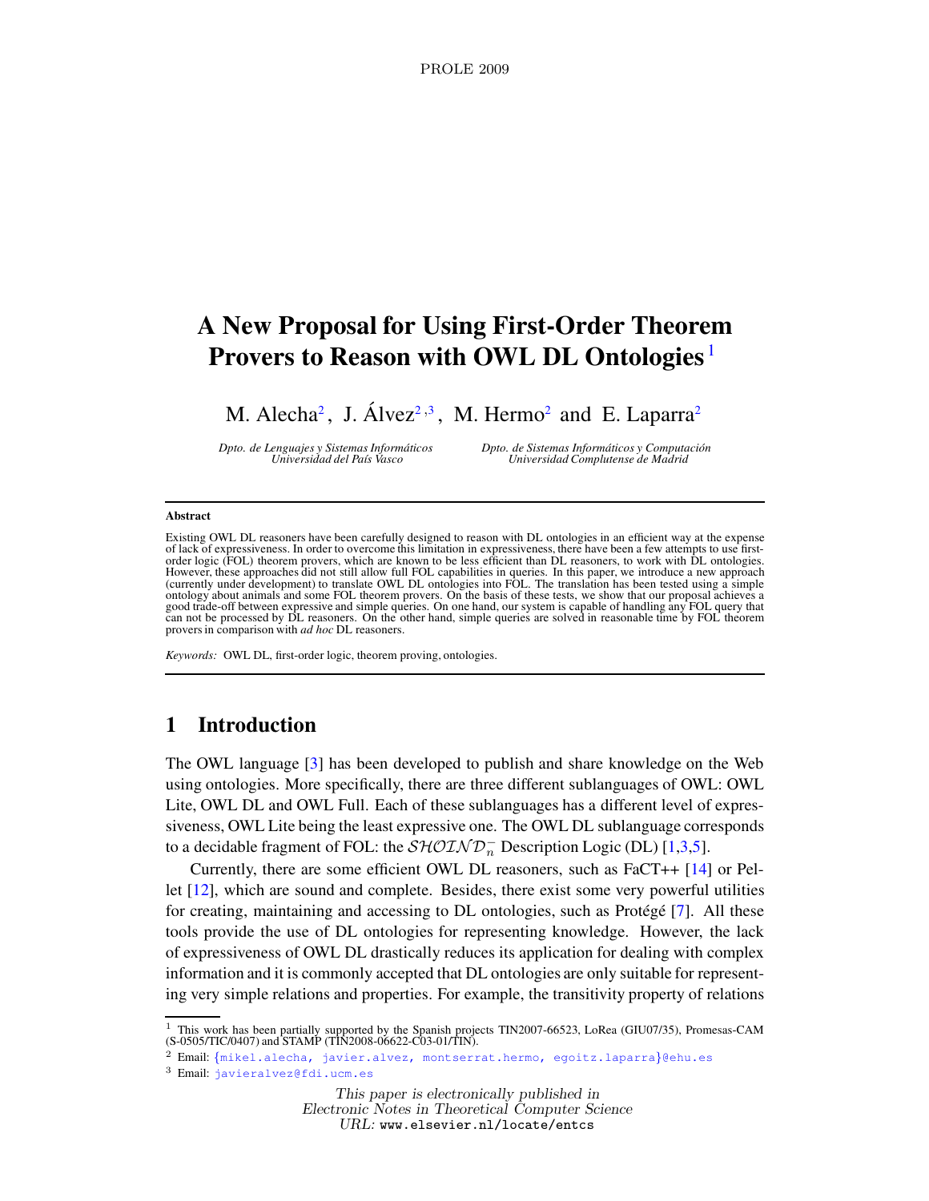# A New Proposal for Using First-Order Theorem Provers to Reason with OWL DL Ontologies [1]

M. Alecha [2], J. Álvez [2,3], M. Hermo [2] and E. Laparra [2]

*Dpto. de Lenguajes y Sistemas Informáticos*
*Universidad del País Vasco*

*Dpto. de Sistemas Informáticos y Computación*
*Universidad Complutense de Madrid*

---

**Abstract**

Existing OWL DL reasoners have been carefully designed to reason with DL ontologies in an efficient way at the expense of lack of expressiveness. In order to overcome this limitation in expressiveness, there have been a few attempts to use first-order logic (FOL) theorem provers, which are known to be less efficient than DL reasoners, to work with DL ontologies. However, these approaches did not still allow full FOL capabilities in queries. In this paper, we introduce a new approach (currently under development) to translate OWL DL ontologies into FOL. The translation has been tested using a simple ontology about animals and some FOL theorem provers. On the basis of these tests, we show that our proposal achieves a good trade-off between expressive and simple queries. On one hand, our system is capable of handling any FOL query that can not be processed by DL reasoners. On the other hand, simple queries are solved in reasonable time by FOL theorem provers in comparison with *ad hoc* DL reasoners.

*Keywords:* OWL DL, first-order logic, theorem proving, ontologies.

---

## 1 Introduction

The OWL language [3] has been developed to publish and share knowledge on the Web using ontologies. More specifically, there are three different sublanguages of OWL: OWL Lite, OWL DL and OWL Full. Each of these sublanguages has a different level of expressiveness, OWL Lite being the least expressive one. The OWL DL sublanguage corresponds to a decidable fragment of FOL: the $\mathcal{SHOIND}_n^-$ Description Logic (DL) [1,3,5].

Currently, there are some efficient OWL DL reasoners, such as FaCT++ [14] or Pellet [12], which are sound and complete. Besides, there exist some very powerful utilities for creating, maintaining and accessing to DL ontologies, such as Protégé [7]. All these tools provide the use of DL ontologies for representing knowledge. However, the lack of expressiveness of OWL DL drastically reduces its application for dealing with complex information and it is commonly accepted that DL ontologies are only suitable for representing very simple relations and properties. For example, the transitivity property of relations

---

[1] This work has been partially supported by the Spanish projects TIN2007-66523, LoRea (GIU07/35), Promesas-CAM (S-0505/TIC/0407) and STAMP (TIN2008-06622-C03-01/TIN).

[2] Email: {mikel.alecha, javier.alvez, montserrat.hermo, egoitz.laparra}@ehu.es

[3] Email: javieralvez@fdi.ucm.es

*This paper is electronically published in*
*Electronic Notes in Theoretical Computer Science*
*URL:* www.elsevier.nl/locate/entcs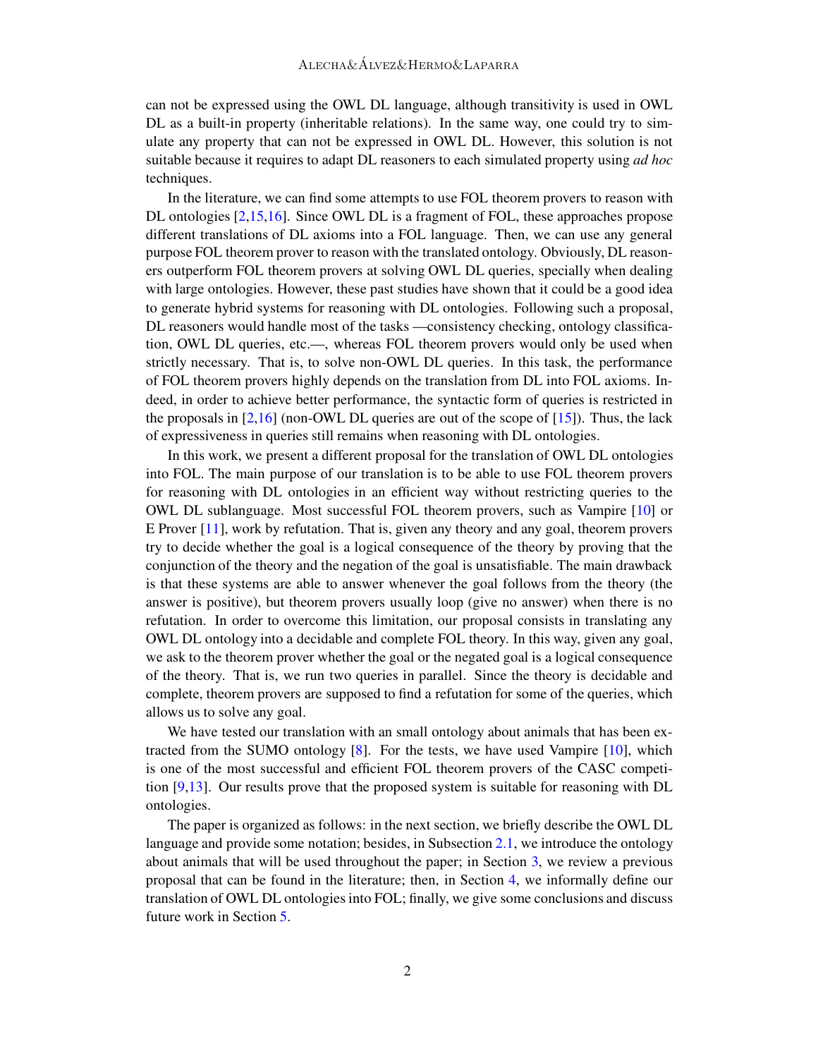can not be expressed using the OWL DL language, although transitivity is used in OWL DL as a built-in property (inheritable relations). In the same way, one could try to simulate any property that can not be expressed in OWL DL. However, this solution is not suitable because it requires to adapt DL reasoners to each simulated property using *ad hoc* techniques.

In the literature, we can find some attempts to use FOL theorem provers to reason with DL ontologies [2,15,16]. Since OWL DL is a fragment of FOL, these approaches propose different translations of DL axioms into a FOL language. Then, we can use any general purpose FOL theorem prover to reason with the translated ontology. Obviously, DL reasoners outperform FOL theorem provers at solving OWL DL queries, specially when dealing with large ontologies. However, these past studies have shown that it could be a good idea to generate hybrid systems for reasoning with DL ontologies. Following such a proposal, DL reasoners would handle most of the tasks —consistency checking, ontology classification, OWL DL queries, etc.—, whereas FOL theorem provers would only be used when strictly necessary. That is, to solve non-OWL DL queries. In this task, the performance of FOL theorem provers highly depends on the translation from DL into FOL axioms. Indeed, in order to achieve better performance, the syntactic form of queries is restricted in the proposals in [2,16] (non-OWL DL queries are out of the scope of [15]). Thus, the lack of expressiveness in queries still remains when reasoning with DL ontologies.

In this work, we present a different proposal for the translation of OWL DL ontologies into FOL. The main purpose of our translation is to be able to use FOL theorem provers for reasoning with DL ontologies in an efficient way without restricting queries to the OWL DL sublanguage. Most successful FOL theorem provers, such as Vampire [10] or E Prover [11], work by refutation. That is, given any theory and any goal, theorem provers try to decide whether the goal is a logical consequence of the theory by proving that the conjunction of the theory and the negation of the goal is unsatisfiable. The main drawback is that these systems are able to answer whenever the goal follows from the theory (the answer is positive), but theorem provers usually loop (give no answer) when there is no refutation. In order to overcome this limitation, our proposal consists in translating any OWL DL ontology into a decidable and complete FOL theory. In this way, given any goal, we ask to the theorem prover whether the goal or the negated goal is a logical consequence of the theory. That is, we run two queries in parallel. Since the theory is decidable and complete, theorem provers are supposed to find a refutation for some of the queries, which allows us to solve any goal.

We have tested our translation with an small ontology about animals that has been extracted from the SUMO ontology [8]. For the tests, we have used Vampire [10], which is one of the most successful and efficient FOL theorem provers of the CASC competition [9,13]. Our results prove that the proposed system is suitable for reasoning with DL ontologies.

The paper is organized as follows: in the next section, we briefly describe the OWL DL language and provide some notation; besides, in Subsection 2.1, we introduce the ontology about animals that will be used throughout the paper; in Section 3, we review a previous proposal that can be found in the literature; then, in Section 4, we informally define our translation of OWL DL ontologies into FOL; finally, we give some conclusions and discuss future work in Section 5.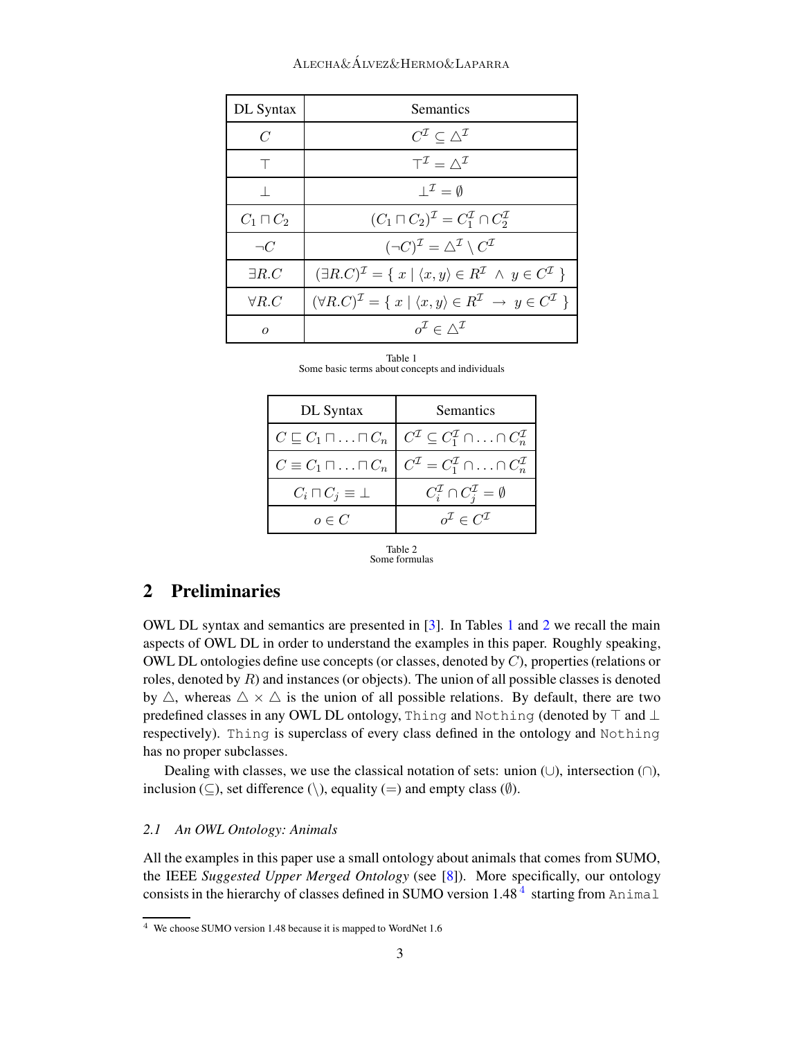| DL Syntax | Semantics |
|---|---|
| $C$ | $C^{\mathcal{I}} \subseteq \triangle^{\mathcal{I}}$ |
| $\top$ | $\top^{\mathcal{I}} = \triangle^{\mathcal{I}}$ |
| $\bot$ | $\bot^{\mathcal{I}} = \emptyset$ |
| $C_1 \sqcap C_2$ | $(C_1 \sqcap C_2)^{\mathcal{I}} = C_1^{\mathcal{I}} \cap C_2^{\mathcal{I}}$ |
| $\neg C$ | $(\neg C)^{\mathcal{I}} = \triangle^{\mathcal{I}} \setminus C^{\mathcal{I}}$ |
| $\exists R.C$ | $(\exists R.C)^{\mathcal{I}} = \{ \ x \mid \langle x, y \rangle \in R^{\mathcal{I}} \ \wedge \ y \in C^{\mathcal{I}} \ \}$ |
| $\forall R.C$ | $(\forall R.C)^{\mathcal{I}} = \{ \ x \mid \langle x, y \rangle \in R^{\mathcal{I}} \ \rightarrow \ y \in C^{\mathcal{I}} \ \}$ |
| $o$ | $o^{\mathcal{I}} \in \triangle^{\mathcal{I}}$ |

Table 1
Some basic terms about concepts and individuals

| DL Syntax | Semantics |
|---|---|
| $C \sqsubseteq C_1 \sqcap \ldots \sqcap C_n$ | $C^{\mathcal{I}} \subseteq C_1^{\mathcal{I}} \cap \ldots \cap C_n^{\mathcal{I}}$ |
| $C \equiv C_1 \sqcap \ldots \sqcap C_n$ | $C^{\mathcal{I}} = C_1^{\mathcal{I}} \cap \ldots \cap C_n^{\mathcal{I}}$ |
| $C_i \sqcap C_j \equiv \bot$ | $C_i^{\mathcal{I}} \cap C_j^{\mathcal{I}} = \emptyset$ |
| $o \in C$ | $o^{\mathcal{I}} \in C^{\mathcal{I}}$ |

Table 2
Some formulas

## 2 Preliminaries

OWL DL syntax and semantics are presented in [3]. In Tables 1 and 2 we recall the main aspects of OWL DL in order to understand the examples in this paper. Roughly speaking, OWL DL ontologies define use concepts (or classes, denoted by $C$), properties (relations or roles, denoted by $R$) and instances (or objects). The union of all possible classes is denoted by $\triangle$, whereas $\triangle \times \triangle$ is the union of all possible relations. By default, there are two predefined classes in any OWL DL ontology, `Thing` and `Nothing` (denoted by $\top$ and $\bot$ respectively). `Thing` is superclass of every class defined in the ontology and `Nothing` has no proper subclasses.

Dealing with classes, we use the classical notation of sets: union ($\cup$), intersection ($\cap$), inclusion ($\subseteq$), set difference ($\setminus$), equality ($=$) and empty class ($\emptyset$).

### 2.1 An OWL Ontology: Animals

All the examples in this paper use a small ontology about animals that comes from SUMO, the IEEE *Suggested Upper Merged Ontology* (see [8]). More specifically, our ontology consists in the hierarchy of classes defined in SUMO version 1.48 [4] starting from `Animal`

[4] We choose SUMO version 1.48 because it is mapped to WordNet 1.6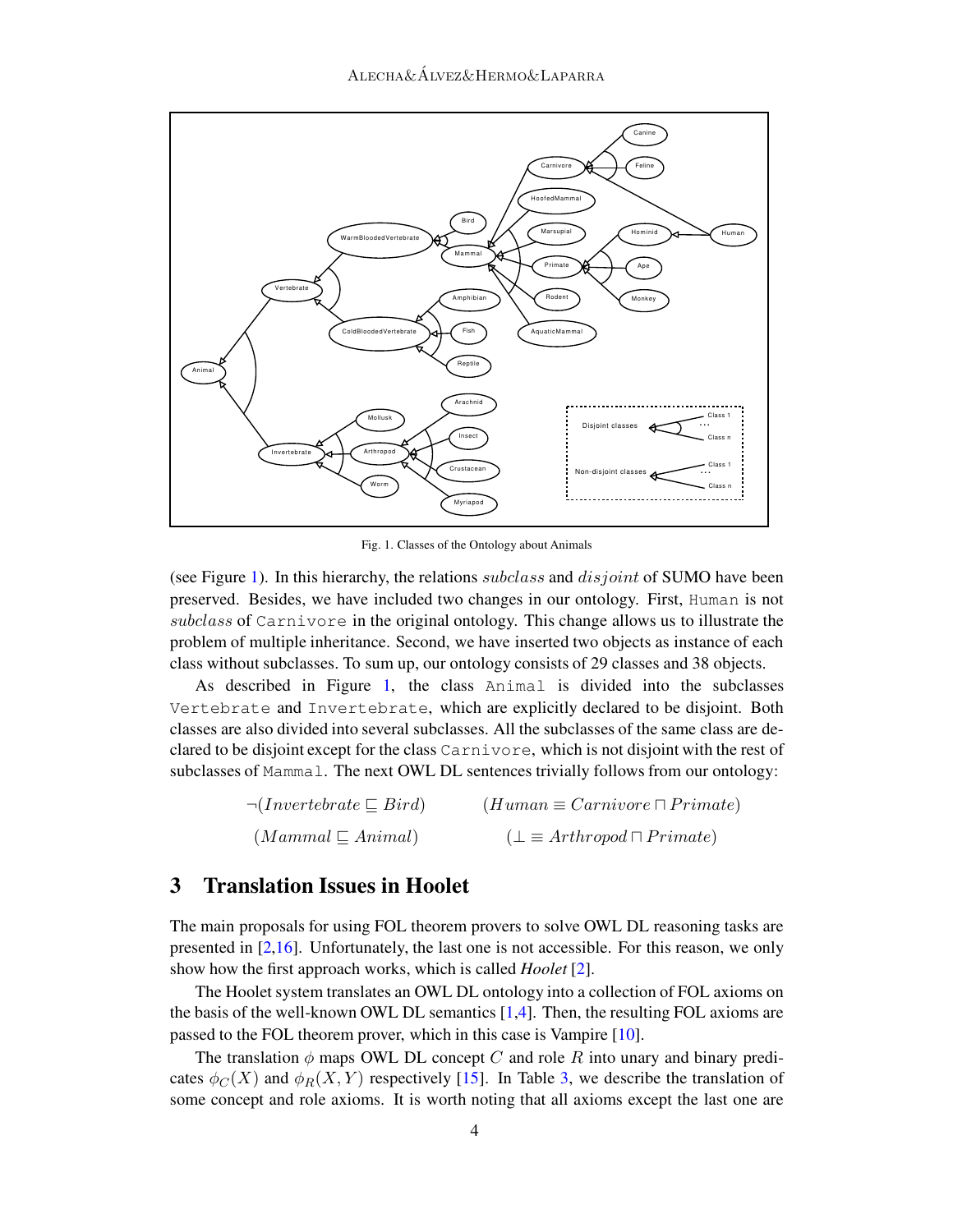Fig. 1. Classes of the Ontology about Animals

(see Figure 1). In this hierarchy, the relations *subclass* and *disjoint* of SUMO have been preserved. Besides, we have included two changes in our ontology. First, `Human` is not *subclass* of `Carnivore` in the original ontology. This change allows us to illustrate the problem of multiple inheritance. Second, we have inserted two objects as instance of each class without subclasses. To sum up, our ontology consists of 29 classes and 38 objects.

As described in Figure 1, the class `Animal` is divided into the subclasses `Vertebrate` and `Invertebrate`, which are explicitly declared to be disjoint. Both classes are also divided into several subclasses. All the subclasses of the same class are declared to be disjoint except for the class `Carnivore`, which is not disjoint with the rest of subclasses of `Mammal`. The next OWL DL sentences trivially follows from our ontology:

$$\neg(Invertebrate \sqsubseteq Bird) \qquad (Human \equiv Carnivore \sqcap Primate)$$

$$(Mammal \sqsubseteq Animal) \qquad (\bot \equiv Arthropod \sqcap Primate)$$

## 3 Translation Issues in Hoolet

The main proposals for using FOL theorem provers to solve OWL DL reasoning tasks are presented in [2,16]. Unfortunately, the last one is not accessible. For this reason, we only show how the first approach works, which is called *Hoolet* [2].

The Hoolet system translates an OWL DL ontology into a collection of FOL axioms on the basis of the well-known OWL DL semantics [1,4]. Then, the resulting FOL axioms are passed to the FOL theorem prover, which in this case is Vampire [10].

The translation $\phi$ maps OWL DL concept $C$ and role $R$ into unary and binary predicates $\phi_C(X)$ and $\phi_R(X, Y)$ respectively [15]. In Table 3, we describe the translation of some concept and role axioms. It is worth noting that all axioms except the last one are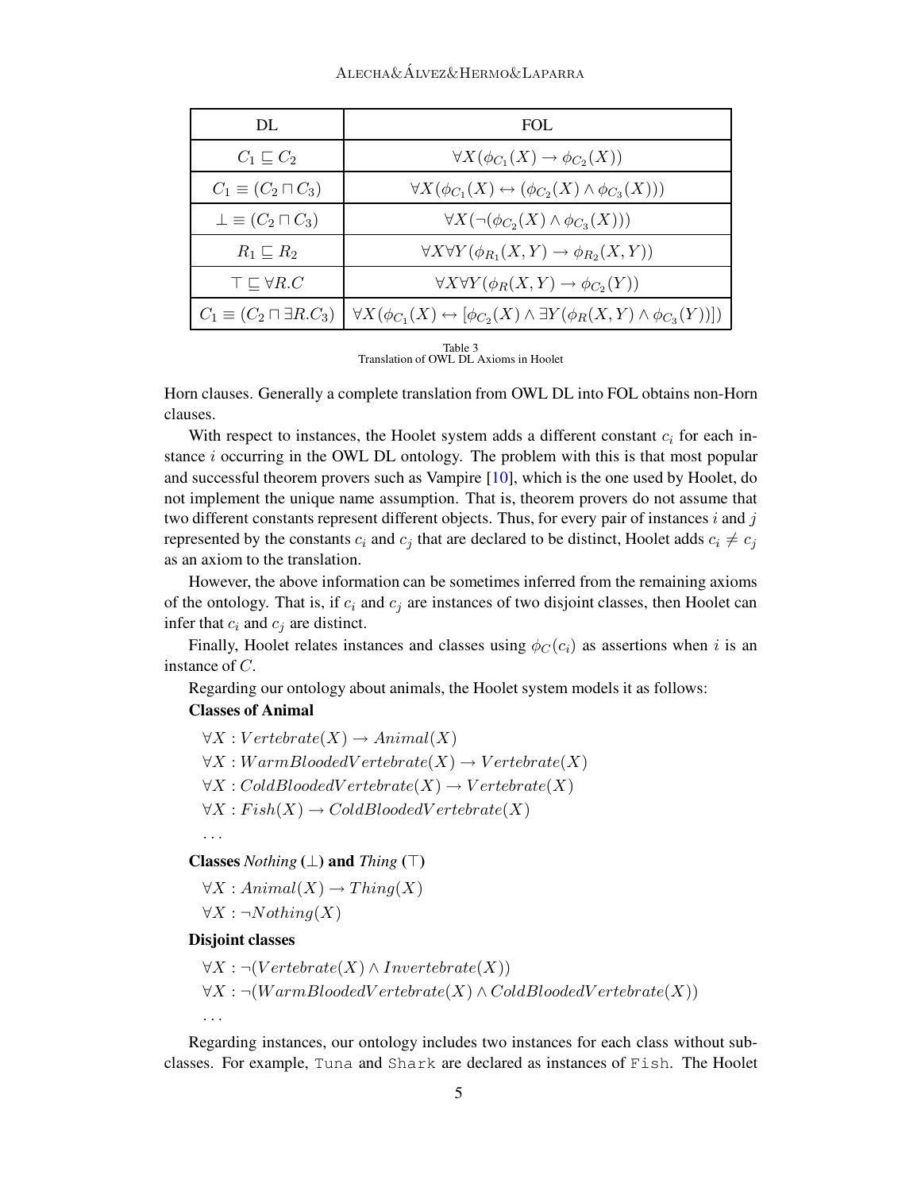| DL | FOL |
|---|---|
| $C_1 \sqsubseteq C_2$ | $\forall X(\phi_{C_1}(X) \rightarrow \phi_{C_2}(X))$ |
| $C_1 \equiv (C_2 \sqcap C_3)$ | $\forall X(\phi_{C_1}(X) \leftrightarrow (\phi_{C_2}(X) \wedge \phi_{C_3}(X)))$ |
| $\bot \equiv (C_2 \sqcap C_3)$ | $\forall X(\neg(\phi_{C_2}(X) \wedge \phi_{C_3}(X)))$ |
| $R_1 \sqsubseteq R_2$ | $\forall X \forall Y(\phi_{R_1}(X,Y) \rightarrow \phi_{R_2}(X,Y))$ |
| $\top \sqsubseteq \forall R.C$ | $\forall X \forall Y(\phi_R(X,Y) \rightarrow \phi_{C_2}(Y))$ |
| $C_1 \equiv (C_2 \sqcap \exists R.C_3)$ | $\forall X(\phi_{C_1}(X) \leftrightarrow [\phi_{C_2}(X) \wedge \exists Y(\phi_R(X,Y) \wedge \phi_{C_3}(Y))])$ |

Table 3
Translation of OWL DL Axioms in Hoolet

Horn clauses. Generally a complete translation from OWL DL into FOL obtains non-Horn clauses.

With respect to instances, the Hoolet system adds a different constant $c_i$ for each instance $i$ occurring in the OWL DL ontology. The problem with this is that most popular and successful theorem provers such as Vampire [10], which is the one used by Hoolet, do not implement the unique name assumption. That is, theorem provers do not assume that two different constants represent different objects. Thus, for every pair of instances $i$ and $j$ represented by the constants $c_i$ and $c_j$ that are declared to be distinct, Hoolet adds $c_i \neq c_j$ as an axiom to the translation.

However, the above information can be sometimes inferred from the remaining axioms of the ontology. That is, if $c_i$ and $c_j$ are instances of two disjoint classes, then Hoolet can infer that $c_i$ and $c_j$ are distinct.

Finally, Hoolet relates instances and classes using $\phi_C(c_i)$ as assertions when $i$ is an instance of $C$.

Regarding our ontology about animals, the Hoolet system models it as follows:

**Classes of Animal**

$\forall X : Vertebrate(X) \rightarrow Animal(X)$
$\forall X : WarmBloodedVertebrate(X) \rightarrow Vertebrate(X)$
$\forall X : ColdBloodedVertebrate(X) \rightarrow Vertebrate(X)$
$\forall X : Fish(X) \rightarrow ColdBloodedVertebrate(X)$
...

**Classes *Nothing* ($\bot$) and *Thing* ($\top$)**

$\forall X : Animal(X) \rightarrow Thing(X)$
$\forall X : \neg Nothing(X)$

**Disjoint classes**

$\forall X : \neg(Vertebrate(X) \wedge Invertebrate(X))$
$\forall X : \neg(WarmBloodedVertebrate(X) \wedge ColdBloodedVertebrate(X))$
...

Regarding instances, our ontology includes two instances for each class without subclasses. For example, `Tuna` and `Shark` are declared as instances of `Fish`. The Hoolet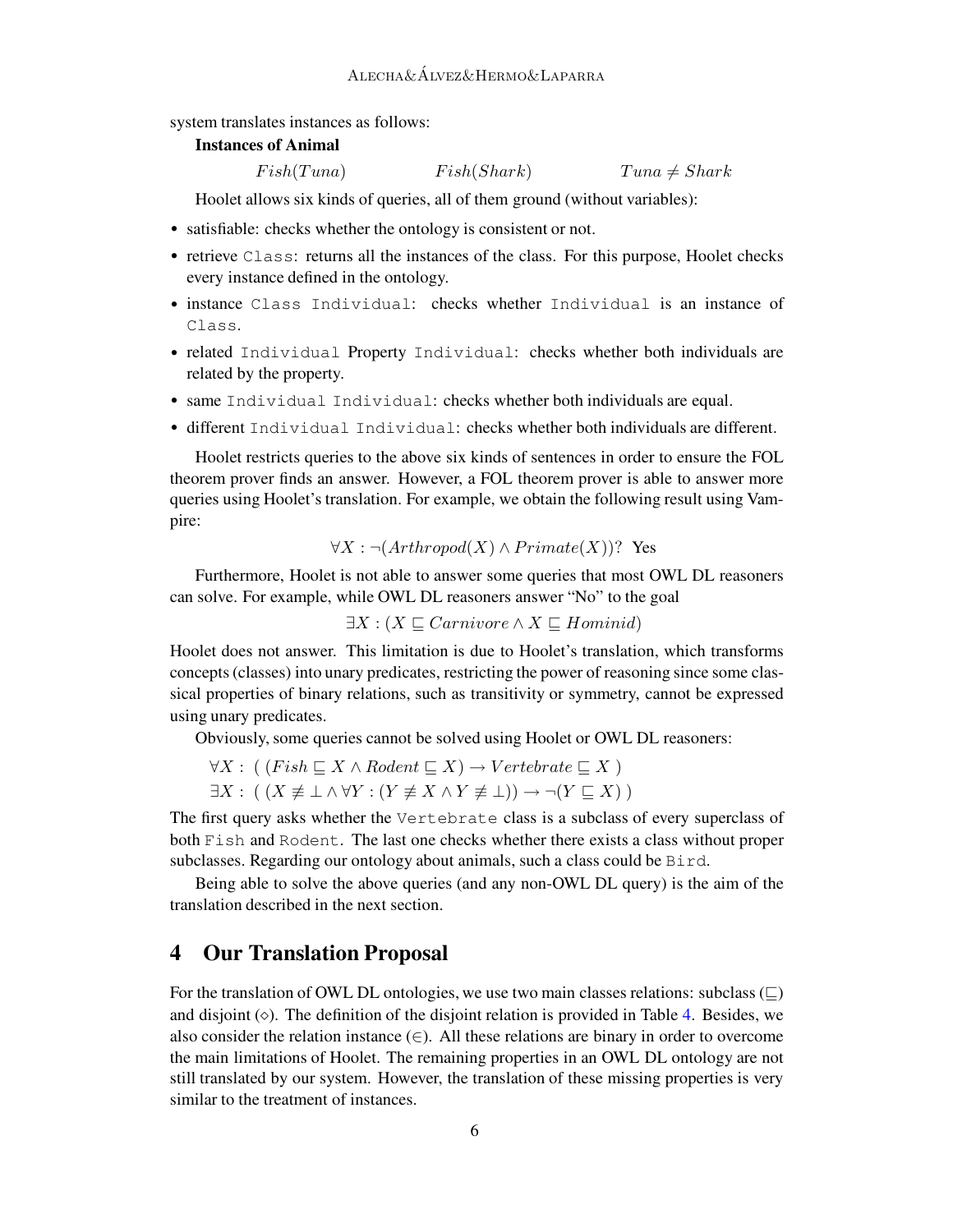system translates instances as follows:

**Instances of Animal**

$$Fish(Tuna) \qquad Fish(Shark) \qquad Tuna \neq Shark$$

Hoolet allows six kinds of queries, all of them ground (without variables):

- satisfiable: checks whether the ontology is consistent or not.
- retrieve `Class`: returns all the instances of the class. For this purpose, Hoolet checks every instance defined in the ontology.
- instance `Class Individual`: checks whether `Individual` is an instance of `Class`.
- related `Individual` Property `Individual`: checks whether both individuals are related by the property.
- same `Individual Individual`: checks whether both individuals are equal.
- different `Individual Individual`: checks whether both individuals are different.

Hoolet restricts queries to the above six kinds of sentences in order to ensure the FOL theorem prover finds an answer. However, a FOL theorem prover is able to answer more queries using Hoolet's translation. For example, we obtain the following result using Vampire:

$$\forall X : \neg(Arthropod(X) \wedge Primate(X))? \text{ Yes}$$

Furthermore, Hoolet is not able to answer some queries that most OWL DL reasoners can solve. For example, while OWL DL reasoners answer "No" to the goal

$$\exists X : (X \sqsubseteq Carnivore \wedge X \sqsubseteq Hominid)$$

Hoolet does not answer. This limitation is due to Hoolet's translation, which transforms concepts (classes) into unary predicates, restricting the power of reasoning since some classical properties of binary relations, such as transitivity or symmetry, cannot be expressed using unary predicates.

Obviously, some queries cannot be solved using Hoolet or OWL DL reasoners:

$$\forall X : (\, (Fish \sqsubseteq X \wedge Rodent \sqsubseteq X) \rightarrow Vertebrate \sqsubseteq X \,)$$
$$\exists X : (\, (X \not\equiv \bot \wedge \forall Y : (Y \not\equiv X \wedge Y \not\equiv \bot)) \rightarrow \neg(Y \sqsubseteq X) \,)$$

The first query asks whether the `Vertebrate` class is a subclass of every superclass of both `Fish` and `Rodent`. The last one checks whether there exists a class without proper subclasses. Regarding our ontology about animals, such a class could be `Bird`.

Being able to solve the above queries (and any non-OWL DL query) is the aim of the translation described in the next section.

## 4 Our Translation Proposal

For the translation of OWL DL ontologies, we use two main classes relations: subclass ($\sqsubseteq$) and disjoint ($\diamond$). The definition of the disjoint relation is provided in Table 4. Besides, we also consider the relation instance ($\in$). All these relations are binary in order to overcome the main limitations of Hoolet. The remaining properties in an OWL DL ontology are not still translated by our system. However, the translation of these missing properties is very similar to the treatment of instances.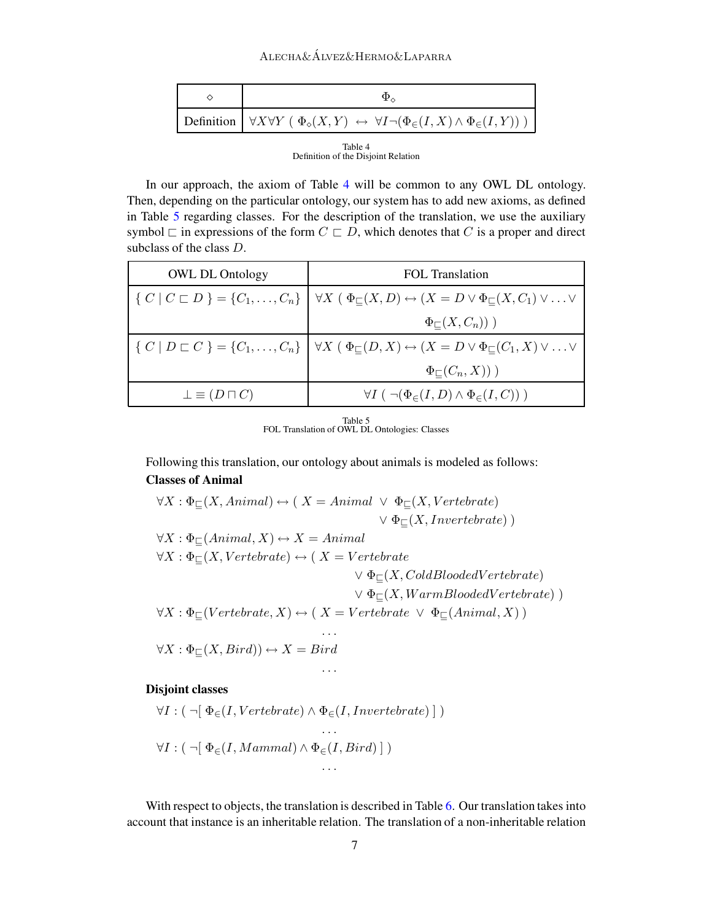| $\diamond$ | $\Phi_\diamond$ |
|---|---|
| Definition | $\forall X \forall Y \ ( \ \Phi_\diamond(X,Y) \ \leftrightarrow \ \forall I \neg(\Phi_\in(I,X) \wedge \Phi_\in(I,Y)) \ )$ |

Table 4
Definition of the Disjoint Relation

In our approach, the axiom of Table 4 will be common to any OWL DL ontology. Then, depending on the particular ontology, our system has to add new axioms, as defined in Table 5 regarding classes. For the description of the translation, we use the auxiliary symbol $\sqsubset$ in expressions of the form $C \sqsubset D$, which denotes that $C$ is a proper and direct subclass of the class $D$.

| OWL DL Ontology | FOL Translation |
|---|---|
| $\{ \ C \mid C \sqsubset D \ \} = \{C_1, \ldots, C_n\}$ | $\forall X \ ( \ \Phi_\sqsubseteq(X,D) \leftrightarrow (X = D \vee \Phi_\sqsubseteq(X,C_1) \vee \ldots \vee \Phi_\sqsubseteq(X,C_n)) \ )$ |
| $\{ \ C \mid D \sqsubset C \ \} = \{C_1, \ldots, C_n\}$ | $\forall X \ ( \ \Phi_\sqsubseteq(D,X) \leftrightarrow (X = D \vee \Phi_\sqsubseteq(C_1,X) \vee \ldots \vee \Phi_\sqsubseteq(C_n,X)) \ )$ |
| $\bot \equiv (D \sqcap C)$ | $\forall I \ ( \ \neg(\Phi_\in(I,D) \wedge \Phi_\in(I,C)) \ )$ |

Table 5
FOL Translation of OWL DL Ontologies: Classes

Following this translation, our ontology about animals is modeled as follows:

**Classes of Animal**

$$
\begin{aligned}
&\forall X : \Phi_\sqsubseteq(X, Animal) \leftrightarrow ( \ X = Animal \ \vee \ \Phi_\sqsubseteq(X, Vertebrate) \\
&\qquad\qquad\qquad\qquad\qquad\qquad\qquad \vee \ \Phi_\sqsubseteq(X, Invertebrate) \ ) \\
&\forall X : \Phi_\sqsubseteq(Animal, X) \leftrightarrow X = Animal \\
&\forall X : \Phi_\sqsubseteq(X, Vertebrate) \leftrightarrow ( \ X = Vertebrate \\
&\qquad\qquad\qquad\qquad\qquad\qquad\qquad \vee \ \Phi_\sqsubseteq(X, ColdBloodedVertebrate) \\
&\qquad\qquad\qquad\qquad\qquad\qquad\qquad \vee \ \Phi_\sqsubseteq(X, WarmBloodedVertebrate) \ ) \\
&\forall X : \Phi_\sqsubseteq(Vertebrate, X) \leftrightarrow ( \ X = Vertebrate \ \vee \ \Phi_\sqsubseteq(Animal, X) \ ) \\
&\qquad\qquad\qquad\qquad\qquad\qquad \ldots \\
&\forall X : \Phi_\sqsubseteq(X, Bird)) \leftrightarrow X = Bird \\
&\qquad\qquad\qquad\qquad\qquad\qquad \ldots
\end{aligned}
$$

**Disjoint classes**

$$
\begin{aligned}
&\forall I : ( \ \neg[ \ \Phi_\in(I, Vertebrate) \wedge \Phi_\in(I, Invertebrate) \ ] \ ) \\
&\qquad\qquad\qquad\qquad\qquad\qquad \ldots \\
&\forall I : ( \ \neg[ \ \Phi_\in(I, Mammal) \wedge \Phi_\in(I, Bird) \ ] \ ) \\
&\qquad\qquad\qquad\qquad\qquad\qquad \ldots
\end{aligned}
$$

With respect to objects, the translation is described in Table 6. Our translation takes into account that instance is an inheritable relation. The translation of a non-inheritable relation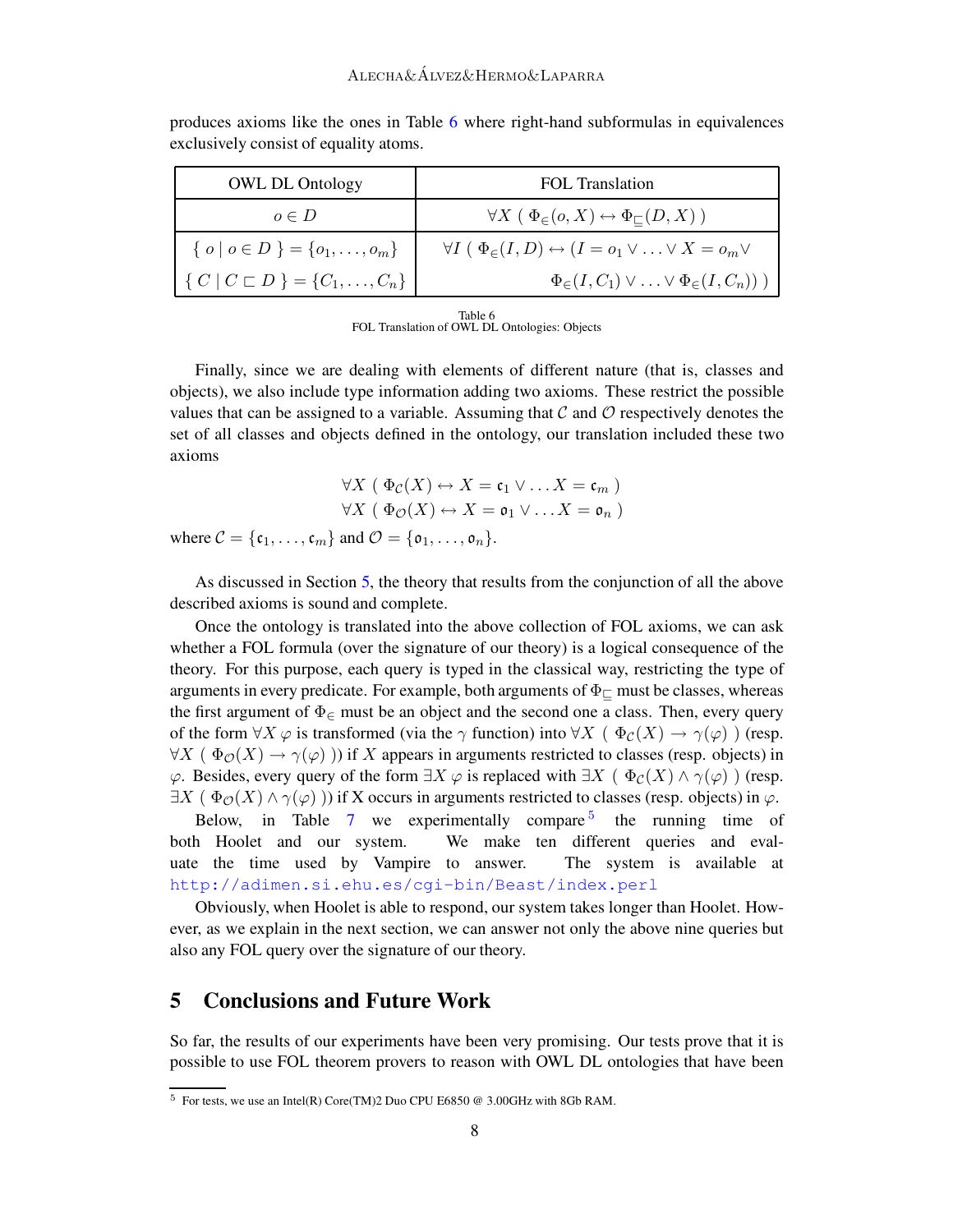produces axioms like the ones in Table 6 where right-hand subformulas in equivalences exclusively consist of equality atoms.

| OWL DL Ontology | FOL Translation |
|---|---|
| $o \in D$ | $\forall X \ ( \ \Phi_{\in}(o, X) \leftrightarrow \Phi_{\sqsubseteq}(D, X) \ )$ |
| $\{ \ o \mid o \in D \ \} = \{o_1, \ldots, o_m\}$ <br> $\{ \ C \mid C \sqsubset D \ \} = \{C_1, \ldots, C_n\}$ | $\forall I \ ( \ \Phi_{\in}(I, D) \leftrightarrow (I = o_1 \vee \ldots \vee X = o_m \vee$ <br> $\Phi_{\in}(I, C_1) \vee \ldots \vee \Phi_{\in}(I, C_n)) \ )$ |

Table 6
FOL Translation of OWL DL Ontologies: Objects

Finally, since we are dealing with elements of different nature (that is, classes and objects), we also include type information adding two axioms. These restrict the possible values that can be assigned to a variable. Assuming that $\mathcal{C}$ and $\mathcal{O}$ respectively denotes the set of all classes and objects defined in the ontology, our translation included these two axioms

$$\forall X \ ( \ \Phi_{\mathcal{C}}(X) \leftrightarrow X = \mathfrak{c}_1 \vee \ldots X = \mathfrak{c}_m \ )$$
$$\forall X \ ( \ \Phi_{\mathcal{O}}(X) \leftrightarrow X = \mathfrak{o}_1 \vee \ldots X = \mathfrak{o}_n \ )$$

where $\mathcal{C} = \{\mathfrak{c}_1, \ldots, \mathfrak{c}_m\}$ and $\mathcal{O} = \{\mathfrak{o}_1, \ldots, \mathfrak{o}_n\}$.

As discussed in Section 5, the theory that results from the conjunction of all the above described axioms is sound and complete.

Once the ontology is translated into the above collection of FOL axioms, we can ask whether a FOL formula (over the signature of our theory) is a logical consequence of the theory. For this purpose, each query is typed in the classical way, restricting the type of arguments in every predicate. For example, both arguments of $\Phi_{\sqsubseteq}$ must be classes, whereas the first argument of $\Phi_{\in}$ must be an object and the second one a class. Then, every query of the form $\forall X \ \varphi$ is transformed (via the $\gamma$ function) into $\forall X \ ( \ \Phi_{\mathcal{C}}(X) \rightarrow \gamma(\varphi) \ )$ (resp. $\forall X \ ( \ \Phi_{\mathcal{O}}(X) \rightarrow \gamma(\varphi) \ ))$ if $X$ appears in arguments restricted to classes (resp. objects) in $\varphi$. Besides, every query of the form $\exists X \ \varphi$ is replaced with $\exists X \ ( \ \Phi_{\mathcal{C}}(X) \wedge \gamma(\varphi) \ )$ (resp. $\exists X \ ( \ \Phi_{\mathcal{O}}(X) \wedge \gamma(\varphi) \ ))$ if X occurs in arguments restricted to classes (resp. objects) in $\varphi$.

Below, in Table 7 we experimentally compare[5] the running time of both Hoolet and our system. We make ten different queries and evaluate the time used by Vampire to answer. The system is available at http://adimen.si.ehu.es/cgi-bin/Beast/index.perl

Obviously, when Hoolet is able to respond, our system takes longer than Hoolet. However, as we explain in the next section, we can answer not only the above nine queries but also any FOL query over the signature of our theory.

## 5 Conclusions and Future Work

So far, the results of our experiments have been very promising. Our tests prove that it is possible to use FOL theorem provers to reason with OWL DL ontologies that have been

[5] For tests, we use an Intel(R) Core(TM)2 Duo CPU E6850 @ 3.00GHz with 8Gb RAM.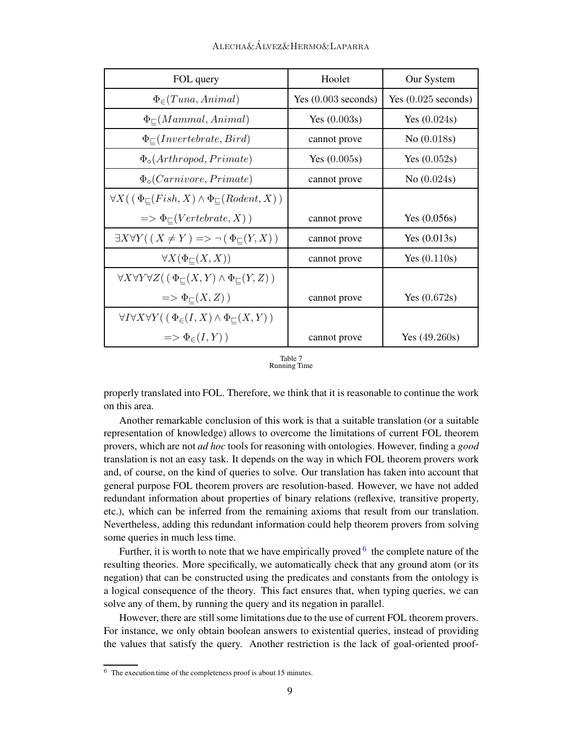| FOL query | Hoolet | Our System |
|---|---|---|
| $\Phi_{\in}(Tuna, Animal)$ | Yes (0.003 seconds) | Yes (0.025 seconds) |
| $\Phi_{\sqsubseteq}(Mammal, Animal)$ | Yes (0.003s) | Yes (0.024s) |
| $\Phi_{\sqsubseteq}(Invertebrate, Bird)$ | cannot prove | No (0.018s) |
| $\Phi_{\diamond}(Arthropod, Primate)$ | Yes (0.005s) | Yes (0.052s) |
| $\Phi_{\diamond}(Carnivore, Primate)$ | cannot prove | No (0.024s) |
| $\forall X( ( \Phi_{\sqsubseteq}(Fish, X) \wedge \Phi_{\sqsubseteq}(Rodent, X) ) => \Phi_{\sqsubseteq}(Vertebrate, X) )$ | cannot prove | Yes (0.056s) |
| $\exists X \forall Y( ( X \neq Y ) => \neg ( \Phi_{\sqsubseteq}(Y, X) )$ | cannot prove | Yes (0.013s) |
| $\forall X(\Phi_{\sqsubseteq}(X, X))$ | cannot prove | Yes (0.110s) |
| $\forall X \forall Y \forall Z( ( \Phi_{\sqsubseteq}(X, Y) \wedge \Phi_{\sqsubseteq}(Y, Z) ) => \Phi_{\sqsubseteq}(X, Z) )$ | cannot prove | Yes (0.672s) |
| $\forall I \forall X \forall Y( ( \Phi_{\in}(I, X) \wedge \Phi_{\sqsubseteq}(X, Y) ) => \Phi_{\in}(I, Y) )$ | cannot prove | Yes (49.260s) |

Table 7
Running Time

properly translated into FOL. Therefore, we think that it is reasonable to continue the work on this area.

Another remarkable conclusion of this work is that a suitable translation (or a suitable representation of knowledge) allows to overcome the limitations of current FOL theorem provers, which are not *ad hoc* tools for reasoning with ontologies. However, finding a *good* translation is not an easy task. It depends on the way in which FOL theorem provers work and, of course, on the kind of queries to solve. Our translation has taken into account that general purpose FOL theorem provers are resolution-based. However, we have not added redundant information about properties of binary relations (reflexive, transitive property, etc.), which can be inferred from the remaining axioms that result from our translation. Nevertheless, adding this redundant information could help theorem provers from solving some queries in much less time.

Further, it is worth to note that we have empirically proved [6] the complete nature of the resulting theories. More specifically, we automatically check that any ground atom (or its negation) that can be constructed using the predicates and constants from the ontology is a logical consequence of the theory. This fact ensures that, when typing queries, we can solve any of them, by running the query and its negation in parallel.

However, there are still some limitations due to the use of current FOL theorem provers. For instance, we only obtain boolean answers to existential queries, instead of providing the values that satisfy the query. Another restriction is the lack of goal-oriented proof-

[6] The execution time of the completeness proof is about 15 minutes.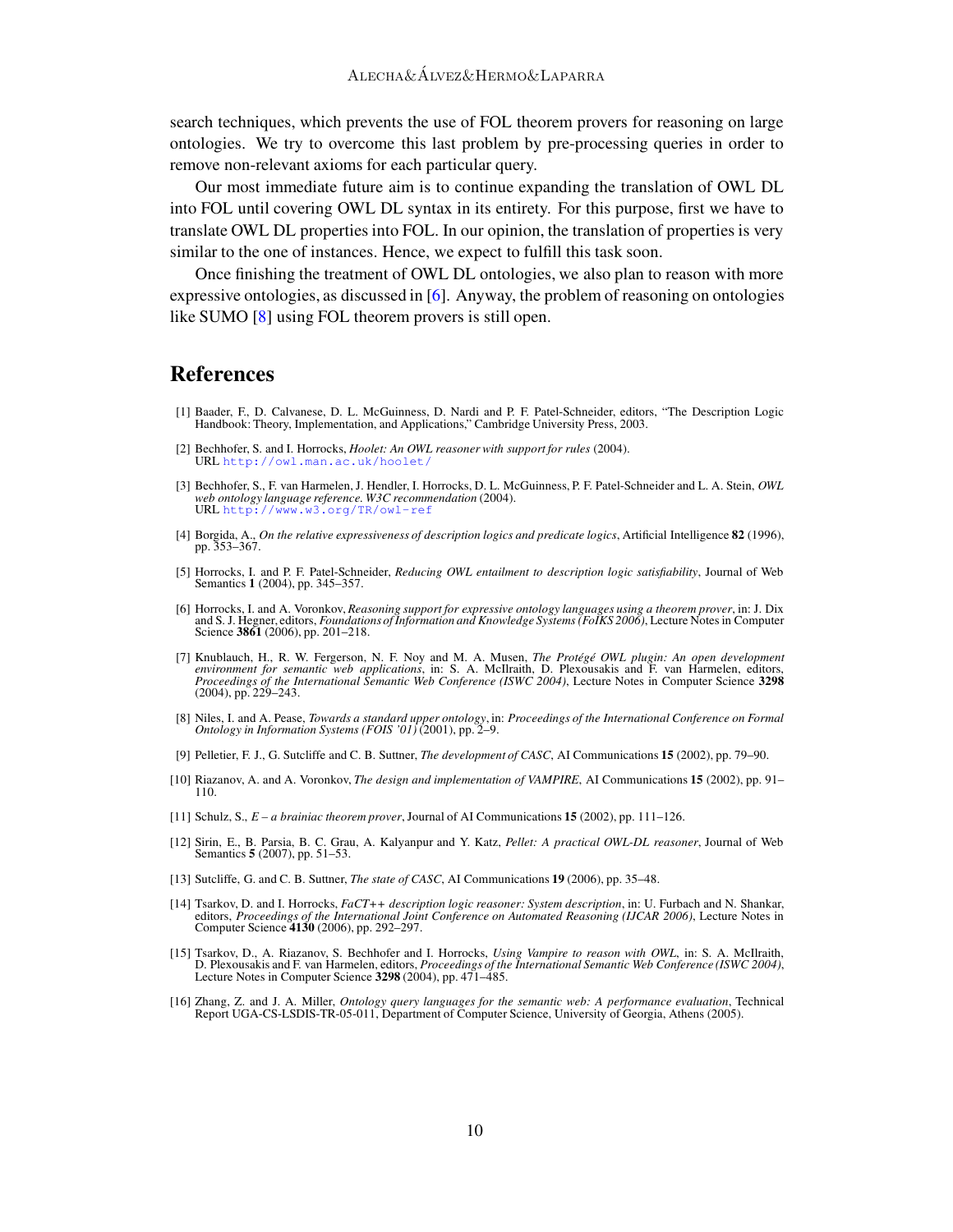search techniques, which prevents the use of FOL theorem provers for reasoning on large ontologies. We try to overcome this last problem by pre-processing queries in order to remove non-relevant axioms for each particular query.

Our most immediate future aim is to continue expanding the translation of OWL DL into FOL until covering OWL DL syntax in its entirety. For this purpose, first we have to translate OWL DL properties into FOL. In our opinion, the translation of properties is very similar to the one of instances. Hence, we expect to fulfill this task soon.

Once finishing the treatment of OWL DL ontologies, we also plan to reason with more expressive ontologies, as discussed in [6]. Anyway, the problem of reasoning on ontologies like SUMO [8] using FOL theorem provers is still open.

## References

[1] Baader, F., D. Calvanese, D. L. McGuinness, D. Nardi and P. F. Patel-Schneider, editors, "The Description Logic Handbook: Theory, Implementation, and Applications," Cambridge University Press, 2003.

[2] Bechhofer, S. and I. Horrocks, *Hoolet: An OWL reasoner with support for rules* (2004). URL http://owl.man.ac.uk/hoolet/

[3] Bechhofer, S., F. van Harmelen, J. Hendler, I. Horrocks, D. L. McGuinness, P. F. Patel-Schneider and L. A. Stein, *OWL web ontology language reference. W3C recommendation* (2004). URL http://www.w3.org/TR/owl-ref

[4] Borgida, A., *On the relative expressiveness of description logics and predicate logics*, Artificial Intelligence **82** (1996), pp. 353–367.

[5] Horrocks, I. and P. F. Patel-Schneider, *Reducing OWL entailment to description logic satisfiability*, Journal of Web Semantics **1** (2004), pp. 345–357.

[6] Horrocks, I. and A. Voronkov, *Reasoning support for expressive ontology languages using a theorem prover*, in: J. Dix and S. J. Hegner, editors, *Foundations of Information and Knowledge Systems (FoIKS 2006)*, Lecture Notes in Computer Science **3861** (2006), pp. 201–218.

[7] Knublauch, H., R. W. Fergerson, N. F. Noy and M. A. Musen, *The Protégé OWL plugin: An open development environment for semantic web applications*, in: S. A. McIlraith, D. Plexousakis and F. van Harmelen, editors, *Proceedings of the International Semantic Web Conference (ISWC 2004)*, Lecture Notes in Computer Science **3298** (2004), pp. 229–243.

[8] Niles, I. and A. Pease, *Towards a standard upper ontology*, in: *Proceedings of the International Conference on Formal Ontology in Information Systems (FOIS '01)* (2001), pp. 2–9.

[9] Pelletier, F. J., G. Sutcliffe and C. B. Suttner, *The development of CASC*, AI Communications **15** (2002), pp. 79–90.

[10] Riazanov, A. and A. Voronkov, *The design and implementation of VAMPIRE*, AI Communications **15** (2002), pp. 91–110.

[11] Schulz, S., *E – a brainiac theorem prover*, Journal of AI Communications **15** (2002), pp. 111–126.

[12] Sirin, E., B. Parsia, B. C. Grau, A. Kalyanpur and Y. Katz, *Pellet: A practical OWL-DL reasoner*, Journal of Web Semantics **5** (2007), pp. 51–53.

[13] Sutcliffe, G. and C. B. Suttner, *The state of CASC*, AI Communications **19** (2006), pp. 35–48.

[14] Tsarkov, D. and I. Horrocks, *FaCT++ description logic reasoner: System description*, in: U. Furbach and N. Shankar, editors, *Proceedings of the International Joint Conference on Automated Reasoning (IJCAR 2006)*, Lecture Notes in Computer Science **4130** (2006), pp. 292–297.

[15] Tsarkov, D., A. Riazanov, S. Bechhofer and I. Horrocks, *Using Vampire to reason with OWL*, in: S. A. McIlraith, D. Plexousakis and F. van Harmelen, editors, *Proceedings of the International Semantic Web Conference (ISWC 2004)*, Lecture Notes in Computer Science **3298** (2004), pp. 471–485.

[16] Zhang, Z. and J. A. Miller, *Ontology query languages for the semantic web: A performance evaluation*, Technical Report UGA-CS-LSDIS-TR-05-011, Department of Computer Science, University of Georgia, Athens (2005).